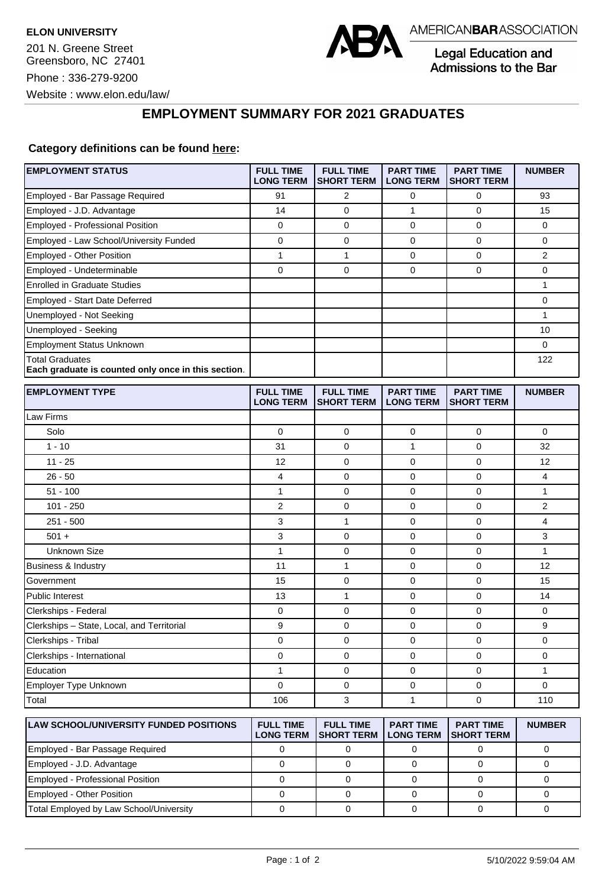**ELON UNIVERSITY**

201 N. Greene Street
Greensboro, NC 27401

Phone : 336-279-9200

Website : www.elon.edu/law/

AMERICAN**BAR**ASSOCIATION
Legal Education and Admissions to the Bar

## EMPLOYMENT SUMMARY FOR 2021 GRADUATES

**Category definitions can be found here:**

| EMPLOYMENT STATUS | FULL TIME LONG TERM | FULL TIME SHORT TERM | PART TIME LONG TERM | PART TIME SHORT TERM | NUMBER |
|---|---|---|---|---|---|
| Employed - Bar Passage Required | 91 | 2 | 0 | 0 | 93 |
| Employed - J.D. Advantage | 14 | 0 | 1 | 0 | 15 |
| Employed - Professional Position | 0 | 0 | 0 | 0 | 0 |
| Employed - Law School/University Funded | 0 | 0 | 0 | 0 | 0 |
| Employed - Other Position | 1 | 1 | 0 | 0 | 2 |
| Employed - Undeterminable | 0 | 0 | 0 | 0 | 0 |
| Enrolled in Graduate Studies | | | | | 1 |
| Employed - Start Date Deferred | | | | | 0 |
| Unemployed - Not Seeking | | | | | 1 |
| Unemployed - Seeking | | | | | 10 |
| Employment Status Unknown | | | | | 0 |
| Total Graduates<br>**Each graduate is counted only once in this section**. | | | | | 122 |

| EMPLOYMENT TYPE | FULL TIME LONG TERM | FULL TIME SHORT TERM | PART TIME LONG TERM | PART TIME SHORT TERM | NUMBER |
|---|---|---|---|---|---|
| Law Firms | | | | | |
| Solo | 0 | 0 | 0 | 0 | 0 |
| 1 - 10 | 31 | 0 | 1 | 0 | 32 |
| 11 - 25 | 12 | 0 | 0 | 0 | 12 |
| 26 - 50 | 4 | 0 | 0 | 0 | 4 |
| 51 - 100 | 1 | 0 | 0 | 0 | 1 |
| 101 - 250 | 2 | 0 | 0 | 0 | 2 |
| 251 - 500 | 3 | 1 | 0 | 0 | 4 |
| 501 + | 3 | 0 | 0 | 0 | 3 |
| Unknown Size | 1 | 0 | 0 | 0 | 1 |
| Business & Industry | 11 | 1 | 0 | 0 | 12 |
| Government | 15 | 0 | 0 | 0 | 15 |
| Public Interest | 13 | 1 | 0 | 0 | 14 |
| Clerkships - Federal | 0 | 0 | 0 | 0 | 0 |
| Clerkships – State, Local, and Territorial | 9 | 0 | 0 | 0 | 9 |
| Clerkships - Tribal | 0 | 0 | 0 | 0 | 0 |
| Clerkships - International | 0 | 0 | 0 | 0 | 0 |
| Education | 1 | 0 | 0 | 0 | 1 |
| Employer Type Unknown | 0 | 0 | 0 | 0 | 0 |
| Total | 106 | 3 | 1 | 0 | 110 |

| LAW SCHOOL/UNIVERSITY FUNDED POSITIONS | FULL TIME LONG TERM | FULL TIME SHORT TERM | PART TIME LONG TERM | PART TIME SHORT TERM | NUMBER |
|---|---|---|---|---|---|
| Employed - Bar Passage Required | 0 | 0 | 0 | 0 | 0 |
| Employed - J.D. Advantage | 0 | 0 | 0 | 0 | 0 |
| Employed - Professional Position | 0 | 0 | 0 | 0 | 0 |
| Employed - Other Position | 0 | 0 | 0 | 0 | 0 |
| Total Employed by Law School/University | 0 | 0 | 0 | 0 | 0 |

5/10/2022 9:59:04 AM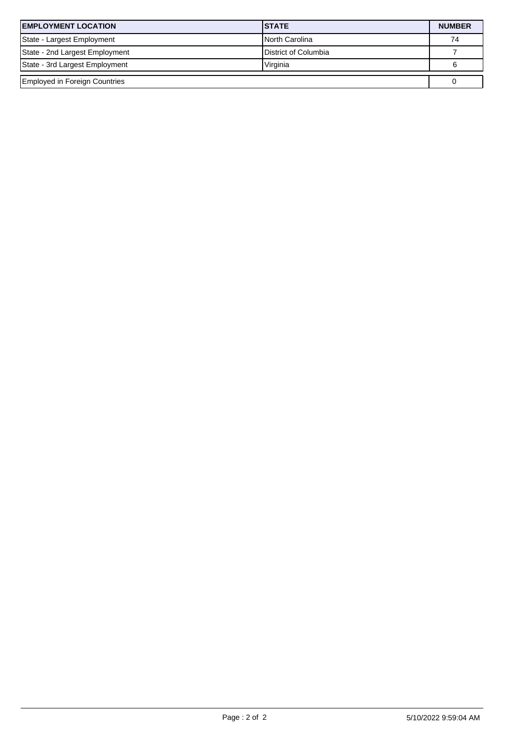| EMPLOYMENT LOCATION | STATE | NUMBER |
| --- | --- | --- |
| State - Largest Employment | North Carolina | 74 |
| State - 2nd Largest Employment | District of Columbia | 7 |
| State - 3rd Largest Employment | Virginia | 6 |
| Employed in Foreign Countries | | 0 |

5/10/2022 9:59:04 AM